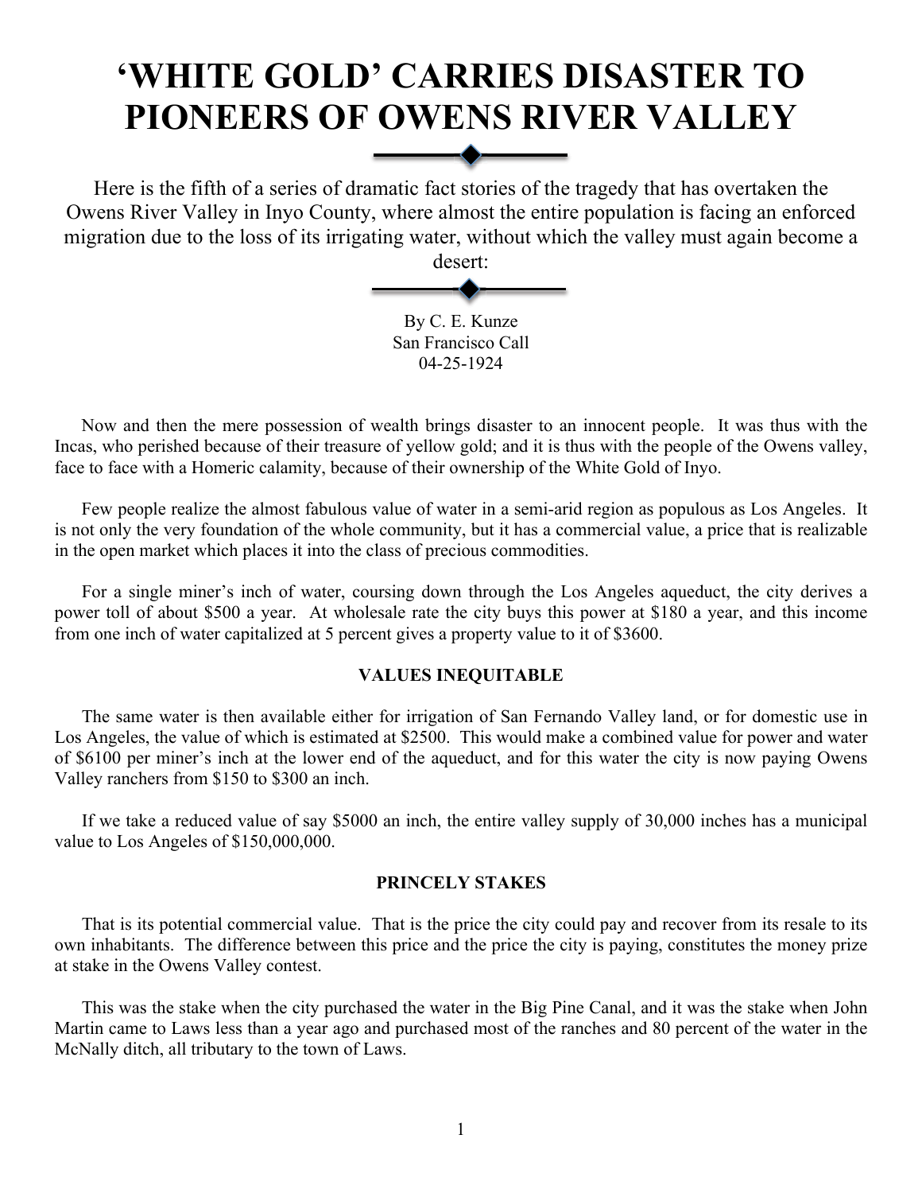# 'WHITE GOLD' CARRIES DISASTER TO PIONEERS OF OWENS RIVER VALLEY

Here is the fifth of a series of dramatic fact stories of the tragedy that has overtaken the Owens River Valley in Inyo County, where almost the entire population is facing an enforced migration due to the loss of its irrigating water, without which the valley must again become a desert:

By C. E. Kunze
San Francisco Call
04-25-1924

Now and then the mere possession of wealth brings disaster to an innocent people. It was thus with the Incas, who perished because of their treasure of yellow gold; and it is thus with the people of the Owens valley, face to face with a Homeric calamity, because of their ownership of the White Gold of Inyo.

Few people realize the almost fabulous value of water in a semi-arid region as populous as Los Angeles. It is not only the very foundation of the whole community, but it has a commercial value, a price that is realizable in the open market which places it into the class of precious commodities.

For a single miner's inch of water, coursing down through the Los Angeles aqueduct, the city derives a power toll of about $500 a year. At wholesale rate the city buys this power at $180 a year, and this income from one inch of water capitalized at 5 percent gives a property value to it of $3600.

### VALUES INEQUITABLE

The same water is then available either for irrigation of San Fernando Valley land, or for domestic use in Los Angeles, the value of which is estimated at $2500. This would make a combined value for power and water of $6100 per miner's inch at the lower end of the aqueduct, and for this water the city is now paying Owens Valley ranchers from $150 to $300 an inch.

If we take a reduced value of say $5000 an inch, the entire valley supply of 30,000 inches has a municipal value to Los Angeles of $150,000,000.

### PRINCELY STAKES

That is its potential commercial value. That is the price the city could pay and recover from its resale to its own inhabitants. The difference between this price and the price the city is paying, constitutes the money prize at stake in the Owens Valley contest.

This was the stake when the city purchased the water in the Big Pine Canal, and it was the stake when John Martin came to Laws less than a year ago and purchased most of the ranches and 80 percent of the water in the McNally ditch, all tributary to the town of Laws.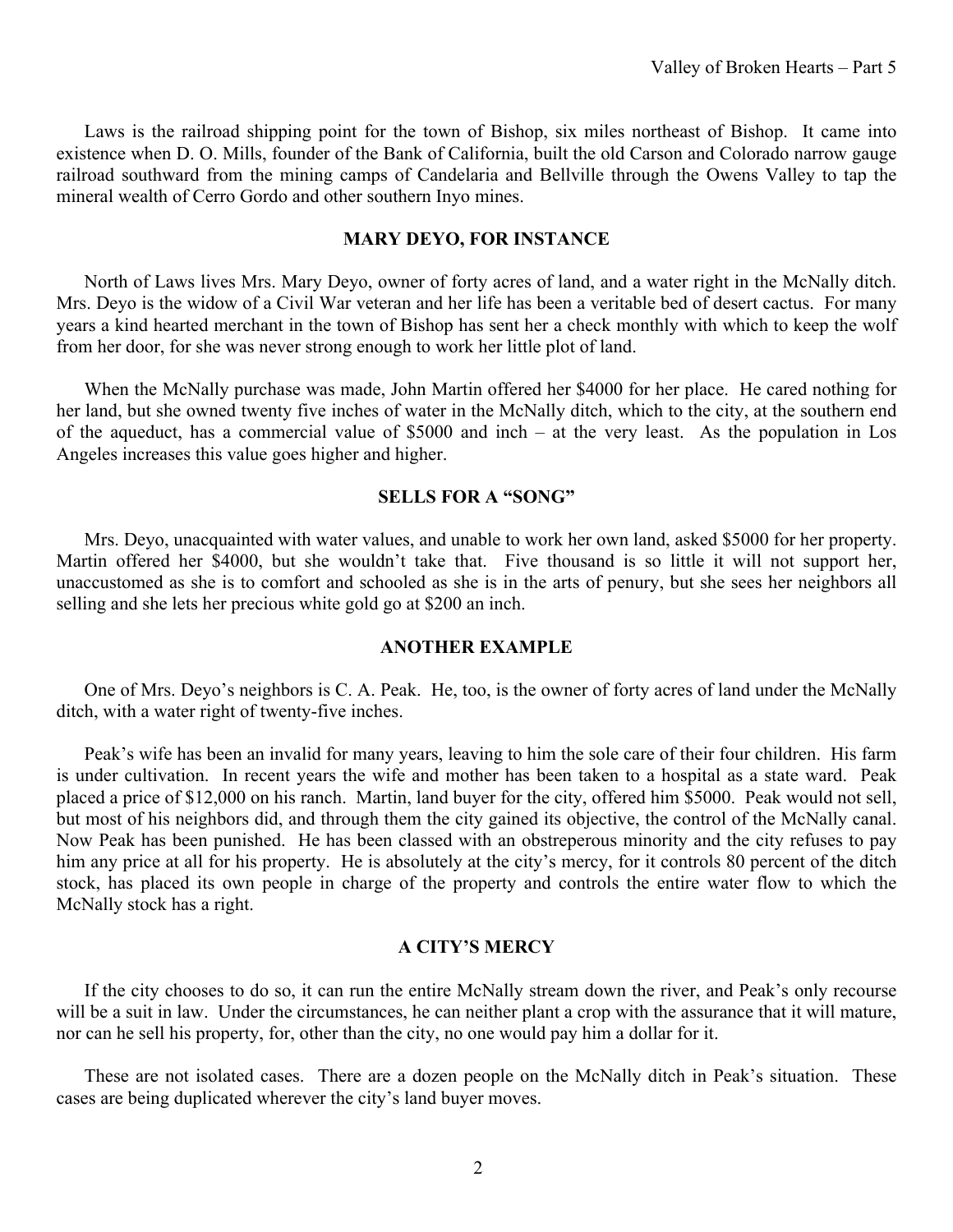Laws is the railroad shipping point for the town of Bishop, six miles northeast of Bishop. It came into existence when D. O. Mills, founder of the Bank of California, built the old Carson and Colorado narrow gauge railroad southward from the mining camps of Candelaria and Bellville through the Owens Valley to tap the mineral wealth of Cerro Gordo and other southern Inyo mines.

### MARY DEYO, FOR INSTANCE

North of Laws lives Mrs. Mary Deyo, owner of forty acres of land, and a water right in the McNally ditch. Mrs. Deyo is the widow of a Civil War veteran and her life has been a veritable bed of desert cactus. For many years a kind hearted merchant in the town of Bishop has sent her a check monthly with which to keep the wolf from her door, for she was never strong enough to work her little plot of land.

When the McNally purchase was made, John Martin offered her $4000 for her place. He cared nothing for her land, but she owned twenty five inches of water in the McNally ditch, which to the city, at the southern end of the aqueduct, has a commercial value of $5000 and inch – at the very least. As the population in Los Angeles increases this value goes higher and higher.

### SELLS FOR A "SONG"

Mrs. Deyo, unacquainted with water values, and unable to work her own land, asked $5000 for her property. Martin offered her $4000, but she wouldn't take that. Five thousand is so little it will not support her, unaccustomed as she is to comfort and schooled as she is in the arts of penury, but she sees her neighbors all selling and she lets her precious white gold go at $200 an inch.

### ANOTHER EXAMPLE

One of Mrs. Deyo's neighbors is C. A. Peak. He, too, is the owner of forty acres of land under the McNally ditch, with a water right of twenty-five inches.

Peak's wife has been an invalid for many years, leaving to him the sole care of their four children. His farm is under cultivation. In recent years the wife and mother has been taken to a hospital as a state ward. Peak placed a price of $12,000 on his ranch. Martin, land buyer for the city, offered him $5000. Peak would not sell, but most of his neighbors did, and through them the city gained its objective, the control of the McNally canal. Now Peak has been punished. He has been classed with an obstreperous minority and the city refuses to pay him any price at all for his property. He is absolutely at the city's mercy, for it controls 80 percent of the ditch stock, has placed its own people in charge of the property and controls the entire water flow to which the McNally stock has a right.

### A CITY'S MERCY

If the city chooses to do so, it can run the entire McNally stream down the river, and Peak's only recourse will be a suit in law. Under the circumstances, he can neither plant a crop with the assurance that it will mature, nor can he sell his property, for, other than the city, no one would pay him a dollar for it.

These are not isolated cases. There are a dozen people on the McNally ditch in Peak's situation. These cases are being duplicated wherever the city's land buyer moves.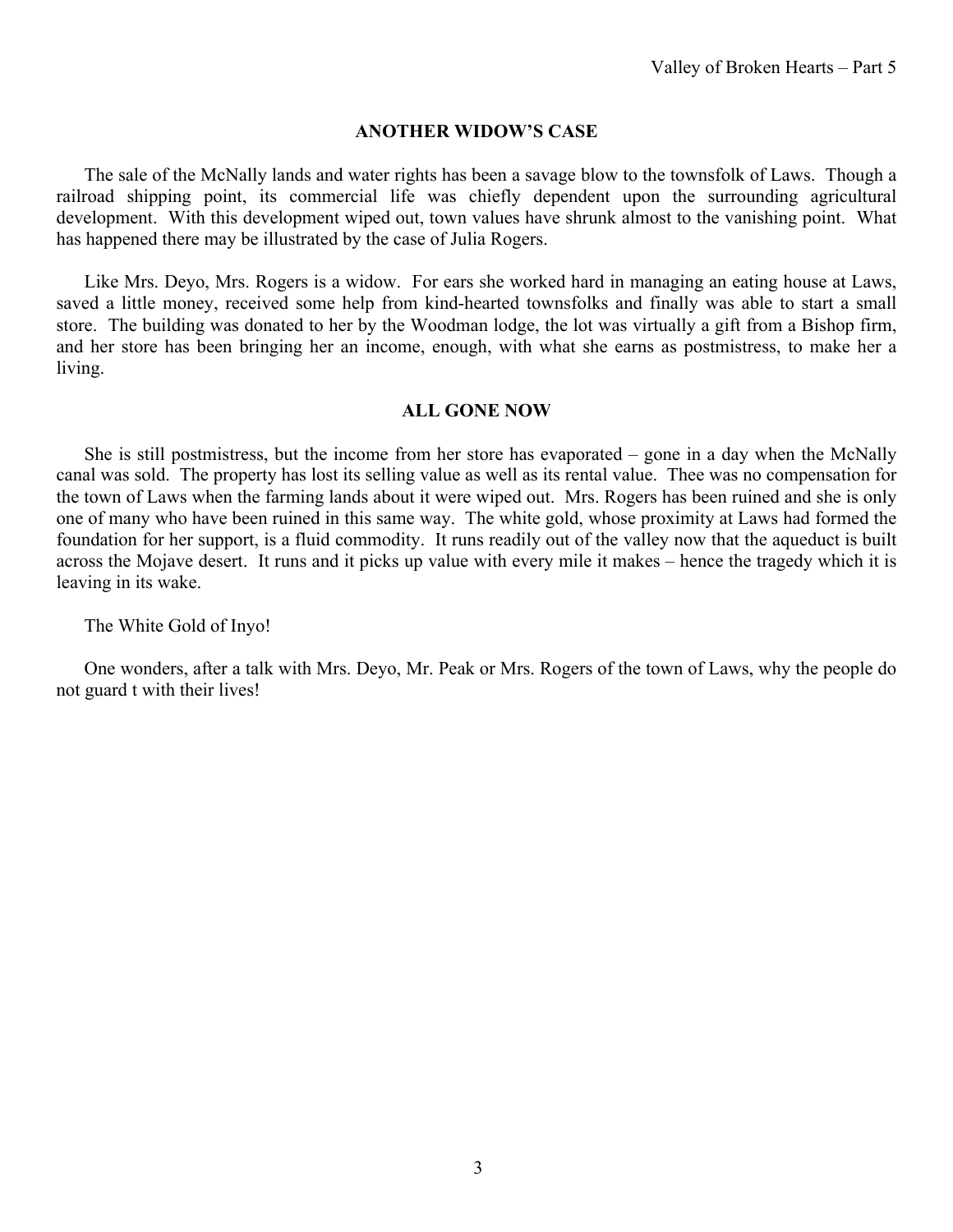## ANOTHER WIDOW'S CASE

The sale of the McNally lands and water rights has been a savage blow to the townsfolk of Laws. Though a railroad shipping point, its commercial life was chiefly dependent upon the surrounding agricultural development. With this development wiped out, town values have shrunk almost to the vanishing point. What has happened there may be illustrated by the case of Julia Rogers.

Like Mrs. Deyo, Mrs. Rogers is a widow. For ears she worked hard in managing an eating house at Laws, saved a little money, received some help from kind-hearted townsfolks and finally was able to start a small store. The building was donated to her by the Woodman lodge, the lot was virtually a gift from a Bishop firm, and her store has been bringing her an income, enough, with what she earns as postmistress, to make her a living.

## ALL GONE NOW

She is still postmistress, but the income from her store has evaporated – gone in a day when the McNally canal was sold. The property has lost its selling value as well as its rental value. Thee was no compensation for the town of Laws when the farming lands about it were wiped out. Mrs. Rogers has been ruined and she is only one of many who have been ruined in this same way. The white gold, whose proximity at Laws had formed the foundation for her support, is a fluid commodity. It runs readily out of the valley now that the aqueduct is built across the Mojave desert. It runs and it picks up value with every mile it makes – hence the tragedy which it is leaving in its wake.

The White Gold of Inyo!

One wonders, after a talk with Mrs. Deyo, Mr. Peak or Mrs. Rogers of the town of Laws, why the people do not guard t with their lives!